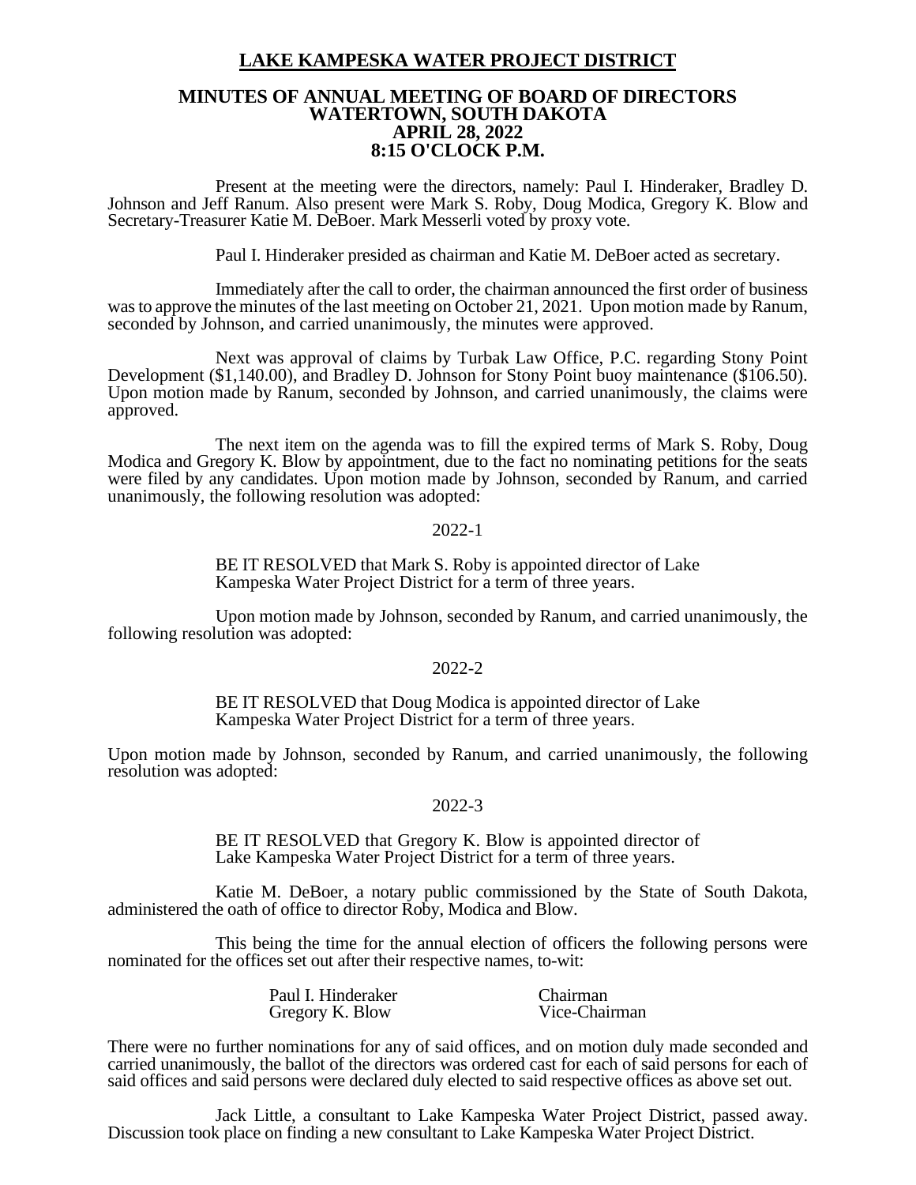# LAKE KAMPESKA WATER PROJECT DISTRICT

## MINUTES OF ANNUAL MEETING OF BOARD OF DIRECTORS
## WATERTOWN, SOUTH DAKOTA
## APRIL 28, 2022
## 8:15 O'CLOCK P.M.

Present at the meeting were the directors, namely: Paul I. Hinderaker, Bradley D. Johnson and Jeff Ranum. Also present were Mark S. Roby, Doug Modica, Gregory K. Blow and Secretary-Treasurer Katie M. DeBoer. Mark Messerli voted by proxy vote.

Paul I. Hinderaker presided as chairman and Katie M. DeBoer acted as secretary.

Immediately after the call to order, the chairman announced the first order of business was to approve the minutes of the last meeting on October 21, 2021. Upon motion made by Ranum, seconded by Johnson, and carried unanimously, the minutes were approved.

Next was approval of claims by Turbak Law Office, P.C. regarding Stony Point Development ($1,140.00), and Bradley D. Johnson for Stony Point buoy maintenance ($106.50). Upon motion made by Ranum, seconded by Johnson, and carried unanimously, the claims were approved.

The next item on the agenda was to fill the expired terms of Mark S. Roby, Doug Modica and Gregory K. Blow by appointment, due to the fact no nominating petitions for the seats were filed by any candidates. Upon motion made by Johnson, seconded by Ranum, and carried unanimously, the following resolution was adopted:

2022-1

> BE IT RESOLVED that Mark S. Roby is appointed director of Lake Kampeska Water Project District for a term of three years.

Upon motion made by Johnson, seconded by Ranum, and carried unanimously, the following resolution was adopted:

2022-2

> BE IT RESOLVED that Doug Modica is appointed director of Lake Kampeska Water Project District for a term of three years.

Upon motion made by Johnson, seconded by Ranum, and carried unanimously, the following resolution was adopted:

2022-3

> BE IT RESOLVED that Gregory K. Blow is appointed director of Lake Kampeska Water Project District for a term of three years.

Katie M. DeBoer, a notary public commissioned by the State of South Dakota, administered the oath of office to director Roby, Modica and Blow.

This being the time for the annual election of officers the following persons were nominated for the offices set out after their respective names, to-wit:

| | |
|---|---|
| Paul I. Hinderaker | Chairman |
| Gregory K. Blow | Vice-Chairman |

There were no further nominations for any of said offices, and on motion duly made seconded and carried unanimously, the ballot of the directors was ordered cast for each of said persons for each of said offices and said persons were declared duly elected to said respective offices as above set out.

Jack Little, a consultant to Lake Kampeska Water Project District, passed away. Discussion took place on finding a new consultant to Lake Kampeska Water Project District.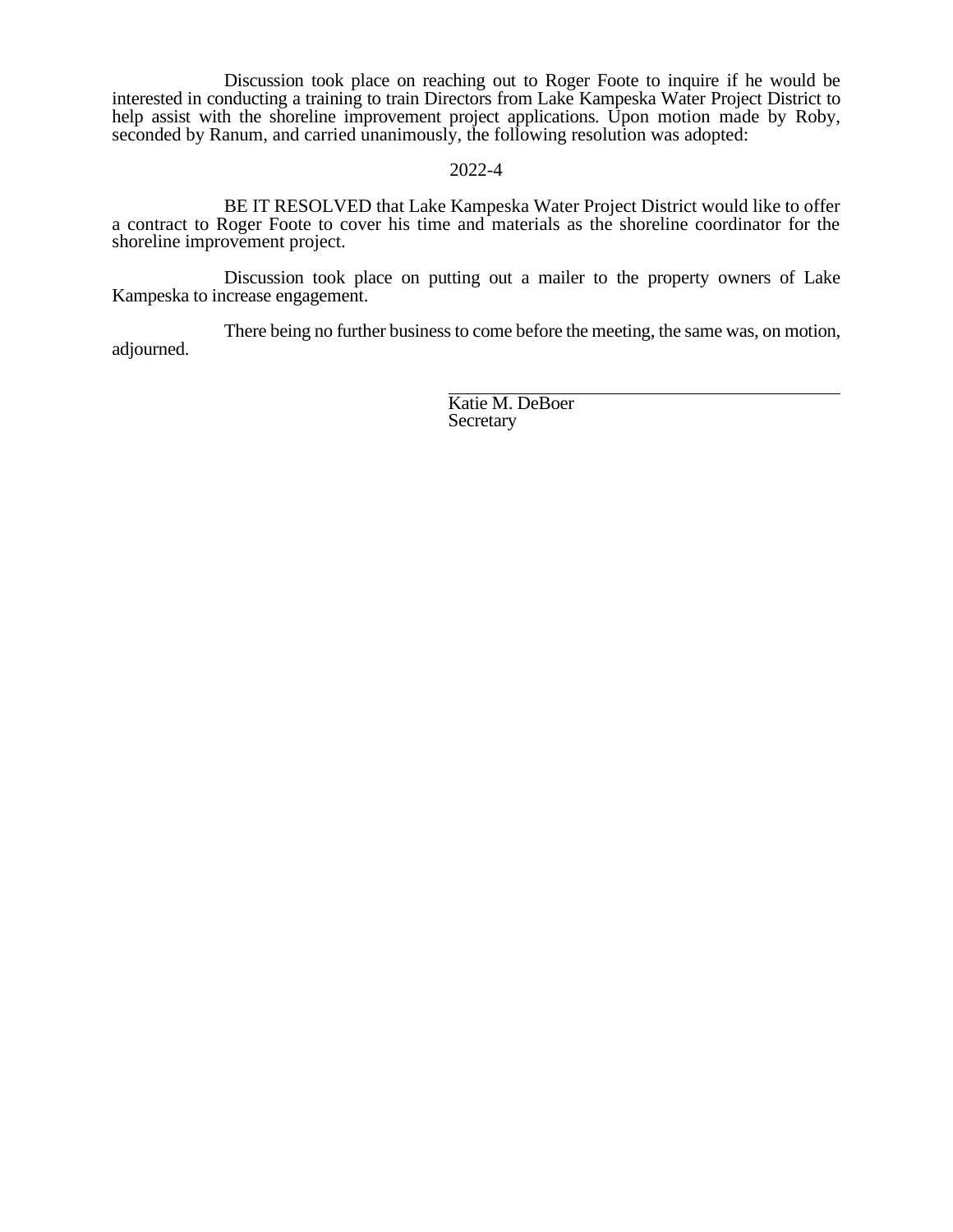Discussion took place on reaching out to Roger Foote to inquire if he would be interested in conducting a training to train Directors from Lake Kampeska Water Project District to help assist with the shoreline improvement project applications. Upon motion made by Roby, seconded by Ranum, and carried unanimously, the following resolution was adopted:

2022-4

BE IT RESOLVED that Lake Kampeska Water Project District would like to offer a contract to Roger Foote to cover his time and materials as the shoreline coordinator for the shoreline improvement project.

Discussion took place on putting out a mailer to the property owners of Lake Kampeska to increase engagement.

There being no further business to come before the meeting, the same was, on motion, adjourned.

\_\_\_\_\_\_\_\_\_\_\_\_\_\_\_\_\_\_\_\_\_\_\_\_\_\_\_\_\_\_\_\_\_\_\_\_\_\_\_\_

Katie M. DeBoer
Secretary